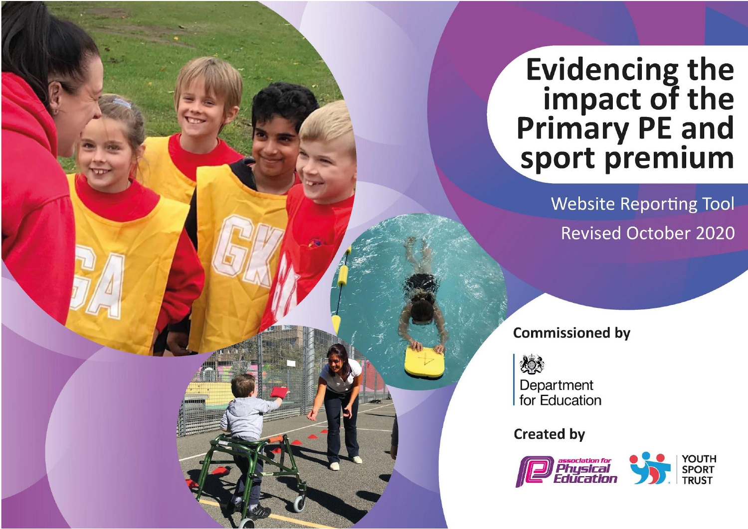# Evidencing the impact of the Primary PE and sport premium

Website Reporting Tool

Revised October 2020

**Commissioned by**

Department for Education

**Created by**

association for Physical Education

YOUTH SPORT TRUST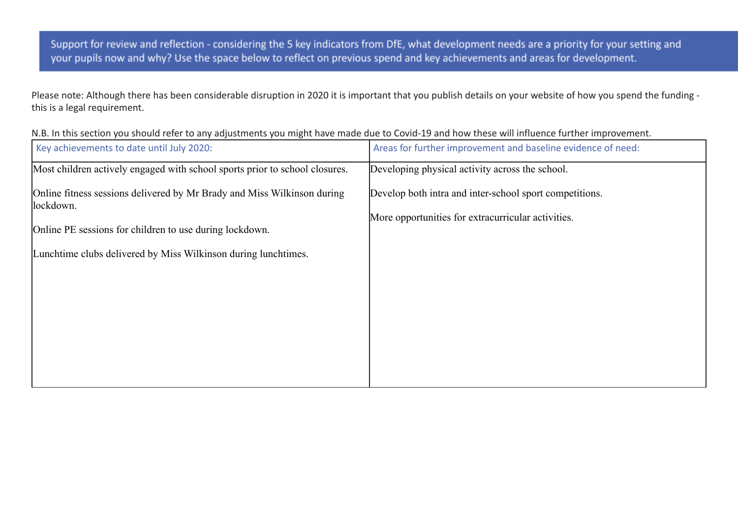## Support for review and reflection - considering the 5 key indicators from DfE, what development needs are a priority for your setting and your pupils now and why? Use the space below to reflect on previous spend and key achievements and areas for development.

Please note: Although there has been considerable disruption in 2020 it is important that you publish details on your website of how you spend the funding - this is a legal requirement.

N.B. In this section you should refer to any adjustments you might have made due to Covid-19 and how these will influence further improvement.

| Key achievements to date until July 2020: | Areas for further improvement and baseline evidence of need: |
|---|---|
| Most children actively engaged with school sports prior to school closures.<br><br>Online fitness sessions delivered by Mr Brady and Miss Wilkinson during lockdown.<br><br>Online PE sessions for children to use during lockdown.<br><br>Lunchtime clubs delivered by Miss Wilkinson during lunchtimes. | Developing physical activity across the school.<br><br>Develop both intra and inter-school sport competitions.<br><br>More opportunities for extracurricular activities. |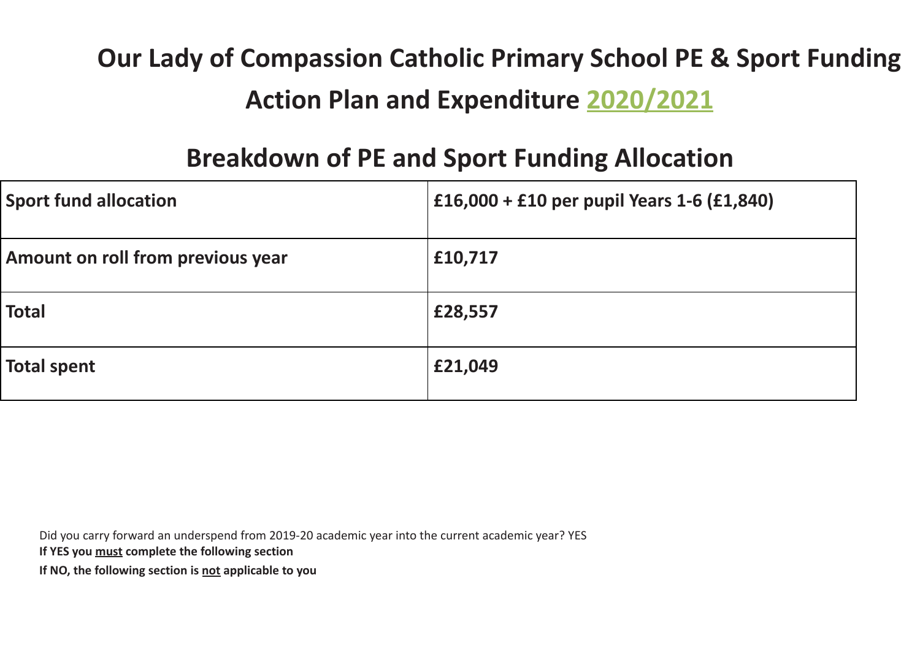# Our Lady of Compassion Catholic Primary School PE & Sport Funding Action Plan and Expenditure 2020/2021

## Breakdown of PE and Sport Funding Allocation

| **Sport fund allocation** | **£16,000 + £10 per pupil Years 1-6 (£1,840)** |
|---|---|
| **Amount on roll from previous year** | **£10,717** |
| **Total** | **£28,557** |
| **Total spent** | **£21,049** |

Did you carry forward an underspend from 2019-20 academic year into the current academic year? YES

**If YES you must complete the following section**

**If NO, the following section is not applicable to you**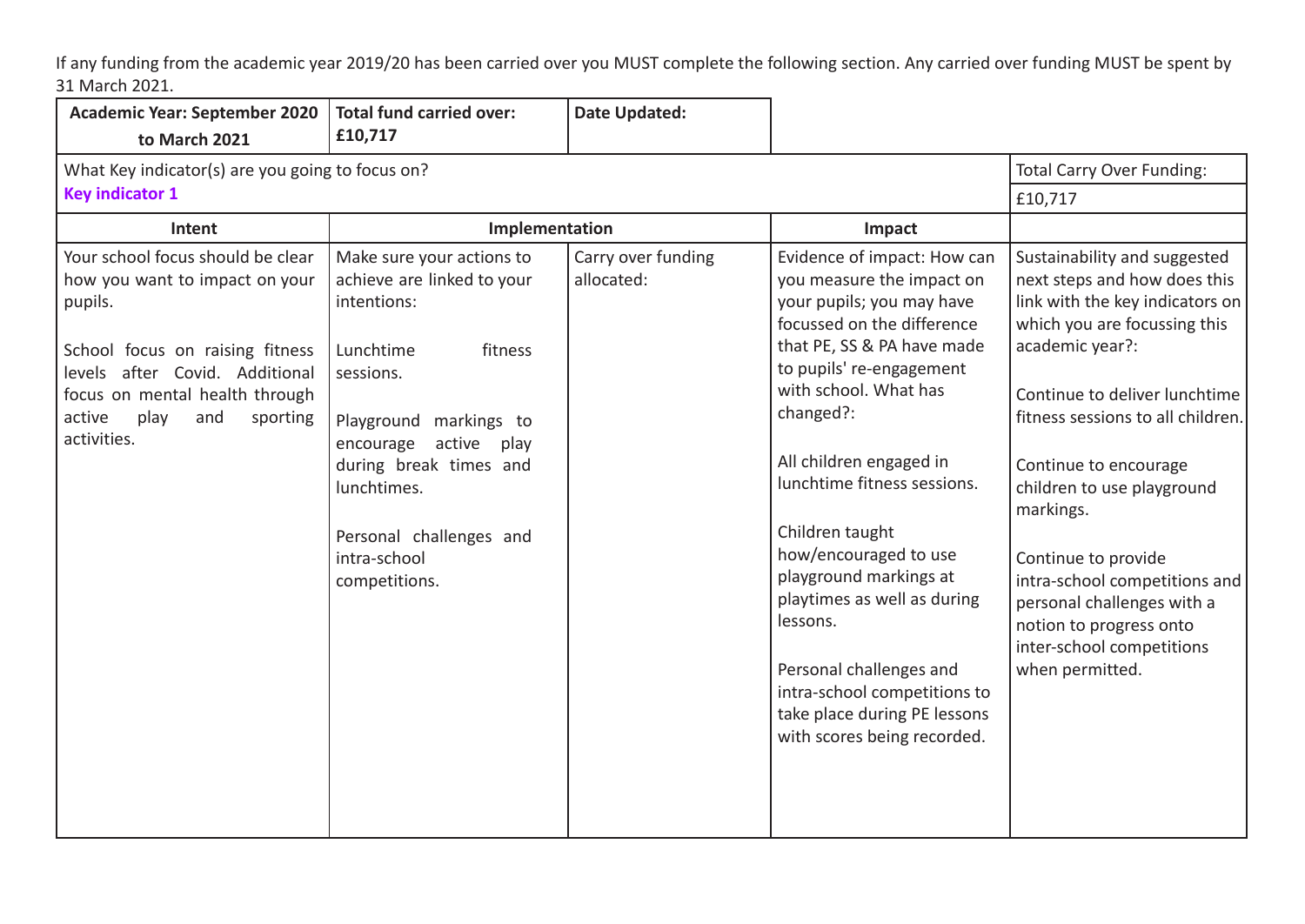If any funding from the academic year 2019/20 has been carried over you MUST complete the following section. Any carried over funding MUST be spent by 31 March 2021.

| Academic Year: September 2020 to March 2021 | Total fund carried over: £10,717 | Date Updated: | | |
|---|---|---|---|---|
| What Key indicator(s) are you going to focus on?<br>**Key indicator 1** | | | | Total Carry Over Funding:<br>£10,717 |
| **Intent** | **Implementation** | | **Impact** | |
| Your school focus should be clear how you want to impact on your pupils.<br><br>School focus on raising fitness levels after Covid. Additional focus on mental health through active play and sporting activities. | Make sure your actions to achieve are linked to your intentions:<br><br>Lunchtime fitness sessions.<br><br>Playground markings to encourage active play during break times and lunchtimes.<br><br>Personal challenges and intra-school competitions. | Carry over funding allocated: | Evidence of impact: How can you measure the impact on your pupils; you may have focussed on the difference that PE, SS & PA have made to pupils' re-engagement with school. What has changed?:<br><br>All children engaged in lunchtime fitness sessions.<br><br>Children taught how/encouraged to use playground markings at playtimes as well as during lessons.<br><br>Personal challenges and intra-school competitions to take place during PE lessons with scores being recorded. | Sustainability and suggested next steps and how does this link with the key indicators on which you are focussing this academic year?:<br><br>Continue to deliver lunchtime fitness sessions to all children.<br><br>Continue to encourage children to use playground markings.<br><br>Continue to provide intra-school competitions and personal challenges with a notion to progress onto inter-school competitions when permitted. |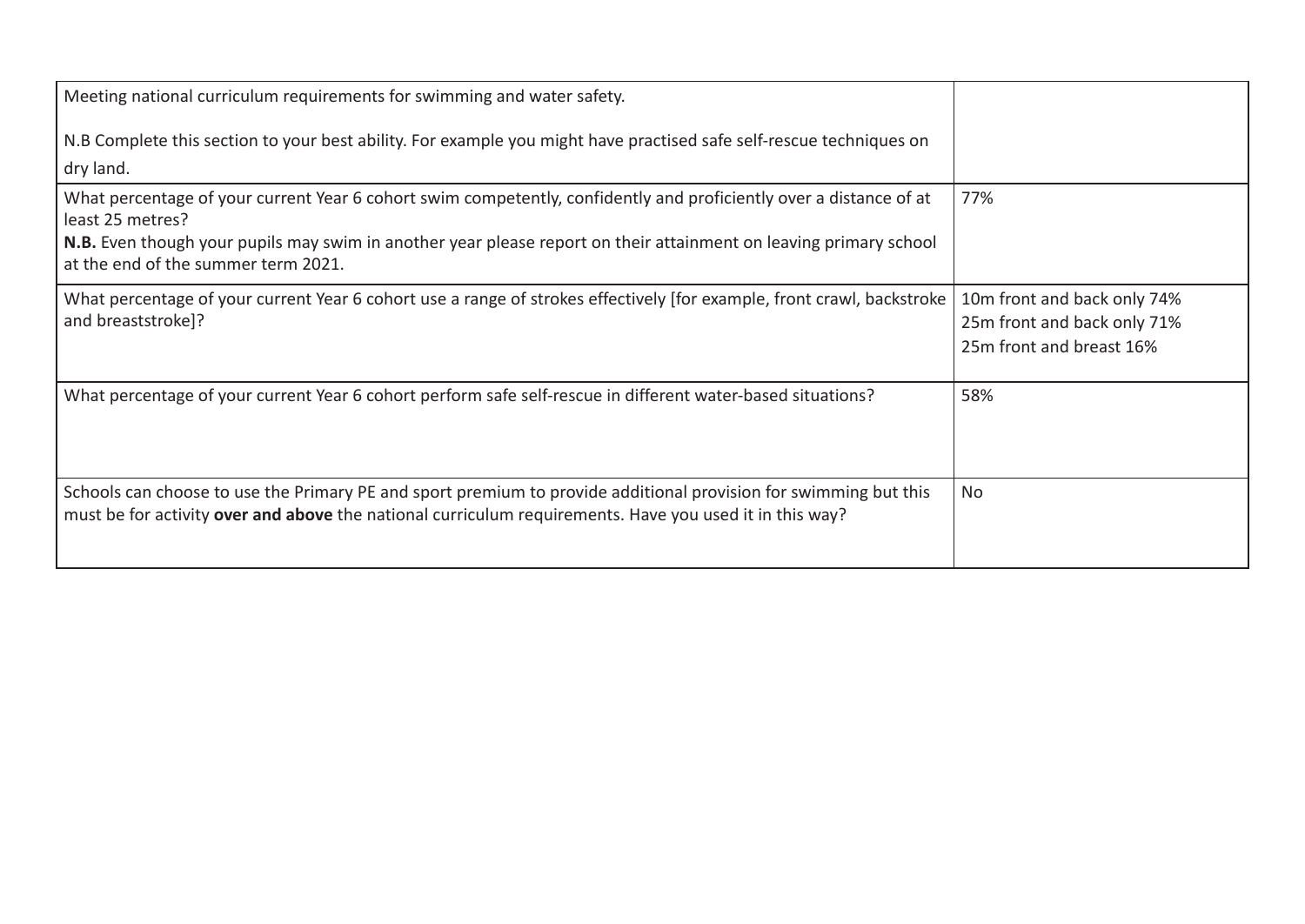| Meeting national curriculum requirements for swimming and water safety.<br><br>N.B Complete this section to your best ability. For example you might have practised safe self-rescue techniques on dry land. | |
| --- | --- |
| What percentage of your current Year 6 cohort swim competently, confidently and proficiently over a distance of at least 25 metres?<br>**N.B.** Even though your pupils may swim in another year please report on their attainment on leaving primary school at the end of the summer term 2021. | 77% |
| What percentage of your current Year 6 cohort use a range of strokes effectively [for example, front crawl, backstroke and breaststroke]? | 10m front and back only 74%<br>25m front and back only 71%<br>25m front and breast 16% |
| What percentage of your current Year 6 cohort perform safe self-rescue in different water-based situations? | 58% |
| Schools can choose to use the Primary PE and sport premium to provide additional provision for swimming but this must be for activity **over and above** the national curriculum requirements. Have you used it in this way? | No |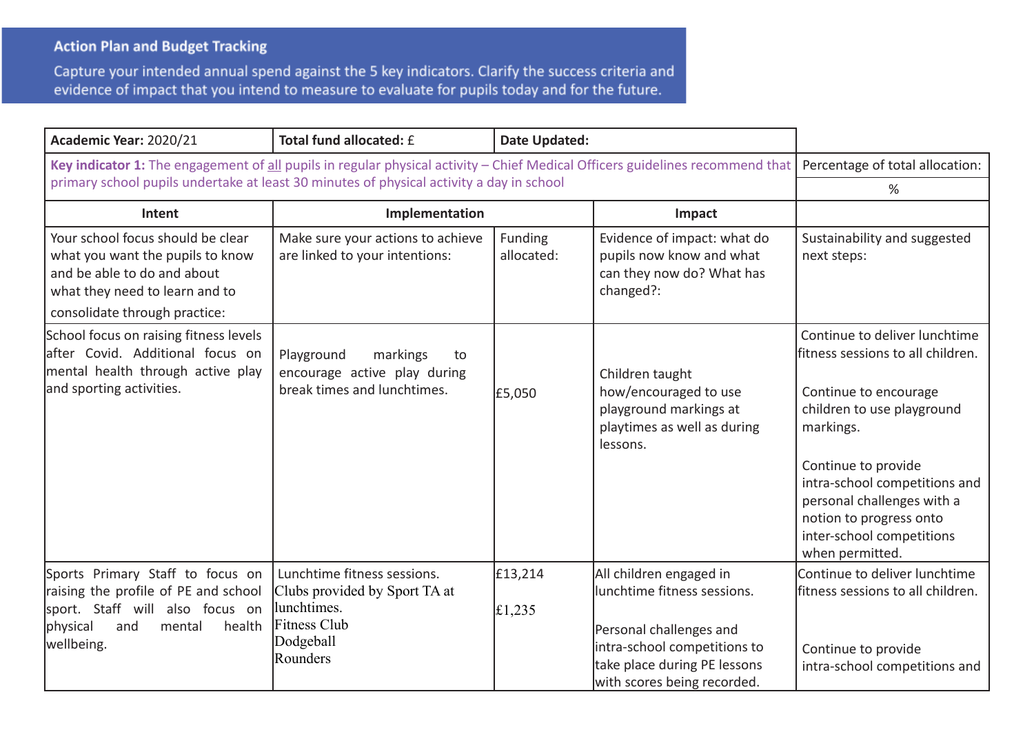## Action Plan and Budget Tracking

Capture your intended annual spend against the 5 key indicators. Clarify the success criteria and evidence of impact that you intend to measure to evaluate for pupils today and for the future.

| **Academic Year:** 2020/21 | **Total fund allocated:** £ | | **Date Updated:** | |
|---|---|---|---|---|
| **Key indicator 1:** The engagement of all pupils in regular physical activity – Chief Medical Officers guidelines recommend that primary school pupils undertake at least 30 minutes of physical activity a day in school | | | | Percentage of total allocation: % |
| **Intent** | **Implementation** | | **Impact** | |
| Your school focus should be clear what you want the pupils to know and be able to do and about what they need to learn and to consolidate through practice: | Make sure your actions to achieve are linked to your intentions: | Funding allocated: | Evidence of impact: what do pupils now know and what can they now do? What has changed?: | Sustainability and suggested next steps: |
| School focus on raising fitness levels after Covid. Additional focus on mental health through active play and sporting activities. | Playground markings to encourage active play during break times and lunchtimes. | £5,050 | Children taught how/encouraged to use playground markings at playtimes as well as during lessons. | Continue to deliver lunchtime fitness sessions to all children.<br><br>Continue to encourage children to use playground markings.<br><br>Continue to provide intra-school competitions and personal challenges with a notion to progress onto inter-school competitions when permitted. |
| Sports Primary Staff to focus on raising the profile of PE and school sport. Staff will also focus on physical and mental health wellbeing. | Lunchtime fitness sessions.<br>Clubs provided by Sport TA at lunchtimes.<br>Fitness Club<br>Dodgeball<br>Rounders | £13,214<br><br>£1,235 | All children engaged in lunchtime fitness sessions.<br><br>Personal challenges and intra-school competitions to take place during PE lessons with scores being recorded. | Continue to deliver lunchtime fitness sessions to all children.<br><br>Continue to provide intra-school competitions and |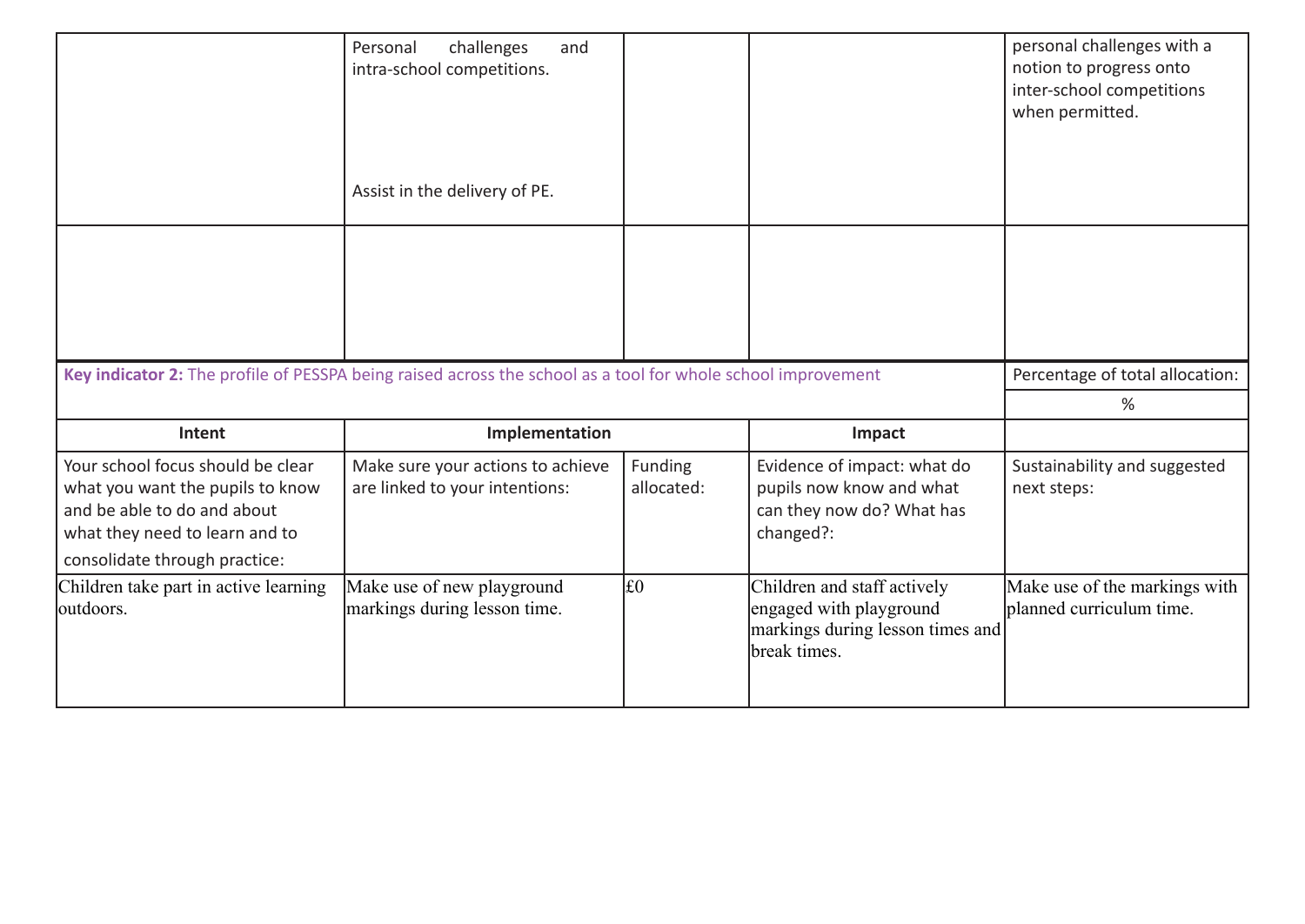| | | | | |
|---|---|---|---|---|
| | Personal challenges and intra-school competitions.<br><br>Assist in the delivery of PE. | | | personal challenges with a notion to progress onto inter-school competitions when permitted. |
| | | | | |

| **Key indicator 2:** The profile of PESSPA being raised across the school as a tool for whole school improvement | | | | Percentage of total allocation: |
|---|---|---|---|---|
| | | | | % |
| **Intent** | **Implementation** | | **Impact** | |
| Your school focus should be clear what you want the pupils to know and be able to do and about what they need to learn and to consolidate through practice: | Make sure your actions to achieve are linked to your intentions: | Funding allocated: | Evidence of impact: what do pupils now know and what can they now do? What has changed?: | Sustainability and suggested next steps: |
| Children take part in active learning outdoors. | Make use of new playground markings during lesson time. | £0 | Children and staff actively engaged with playground markings during lesson times and break times. | Make use of the markings with planned curriculum time. |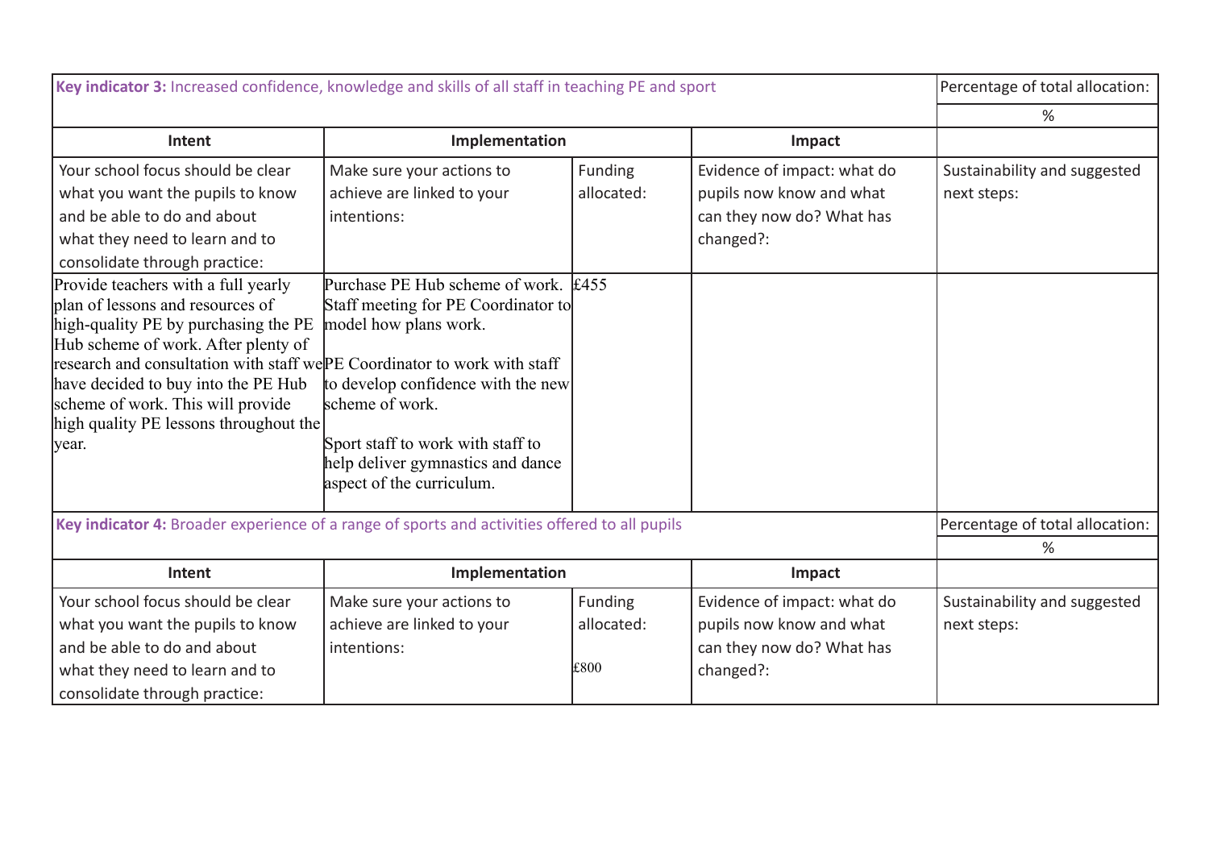| **Key indicator 3:** Increased confidence, knowledge and skills of all staff in teaching PE and sport | | | | Percentage of total allocation: |
|---|---|---|---|---|
| | | | | % |
| **Intent** | **Implementation** | | **Impact** | |
| Your school focus should be clear what you want the pupils to know and be able to do and about what they need to learn and to consolidate through practice: | Make sure your actions to achieve are linked to your intentions: | Funding allocated: | Evidence of impact: what do pupils now know and what can they now do? What has changed?: | Sustainability and suggested next steps: |
| Provide teachers with a full yearly plan of lessons and resources of high-quality PE by purchasing the PE Hub scheme of work. After plenty of research and consultation with staff we have decided to buy into the PE Hub scheme of work. This will provide high quality PE lessons throughout the year. | Purchase PE Hub scheme of work. Staff meeting for PE Coordinator to model how plans work. PE Coordinator to work with staff to develop confidence with the new scheme of work. Sport staff to work with staff to help deliver gymnastics and dance aspect of the curriculum. | £455 | | |

| **Key indicator 4:** Broader experience of a range of sports and activities offered to all pupils | | | | Percentage of total allocation: |
|---|---|---|---|---|
| | | | | % |
| **Intent** | **Implementation** | | **Impact** | |
| Your school focus should be clear what you want the pupils to know and be able to do and about what they need to learn and to consolidate through practice: | Make sure your actions to achieve are linked to your intentions: | Funding allocated: £800 | Evidence of impact: what do pupils now know and what can they now do? What has changed?: | Sustainability and suggested next steps: |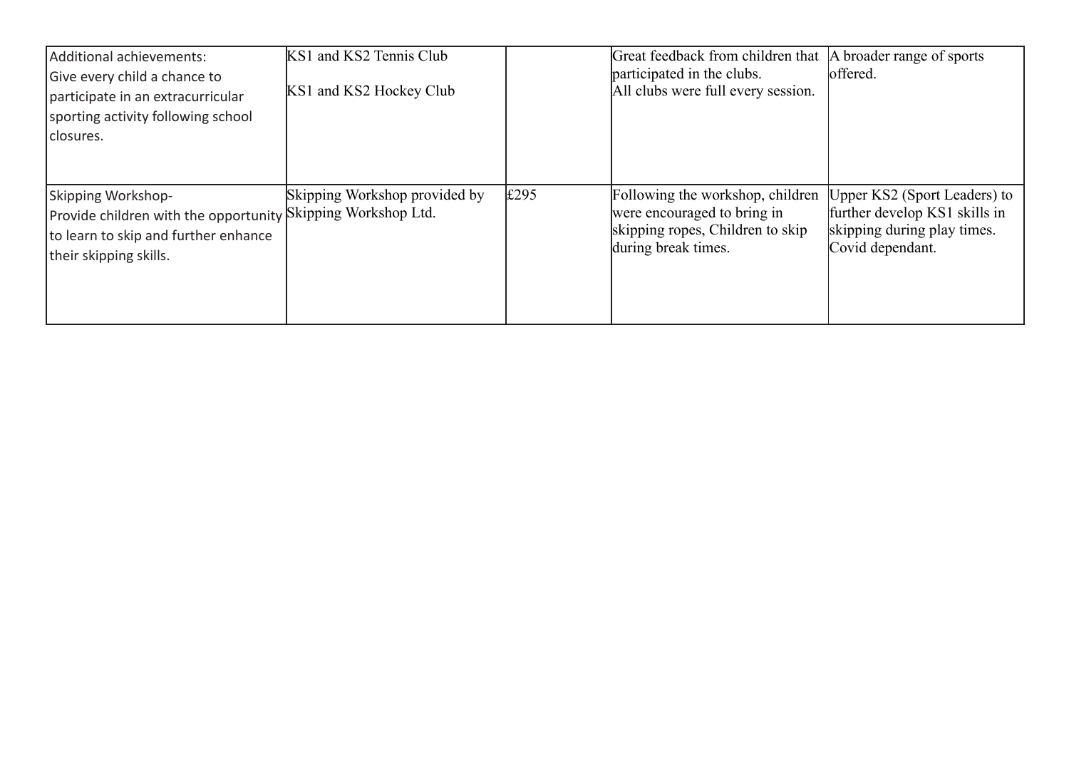| | | | | |
|---|---|---|---|---|
| Additional achievements:<br>Give every child a chance to participate in an extracurricular sporting activity following school closures. | KS1 and KS2 Tennis Club<br><br>KS1 and KS2 Hockey Club | | Great feedback from children that participated in the clubs.<br>All clubs were full every session. | A broader range of sports offered. |
| Skipping Workshop-<br>Provide children with the opportunity to learn to skip and further enhance their skipping skills. | Skipping Workshop provided by Skipping Workshop Ltd. | £295 | Following the workshop, children were encouraged to bring in skipping ropes, Children to skip during break times. | Upper KS2 (Sport Leaders) to further develop KS1 skills in skipping during play times.<br>Covid dependant. |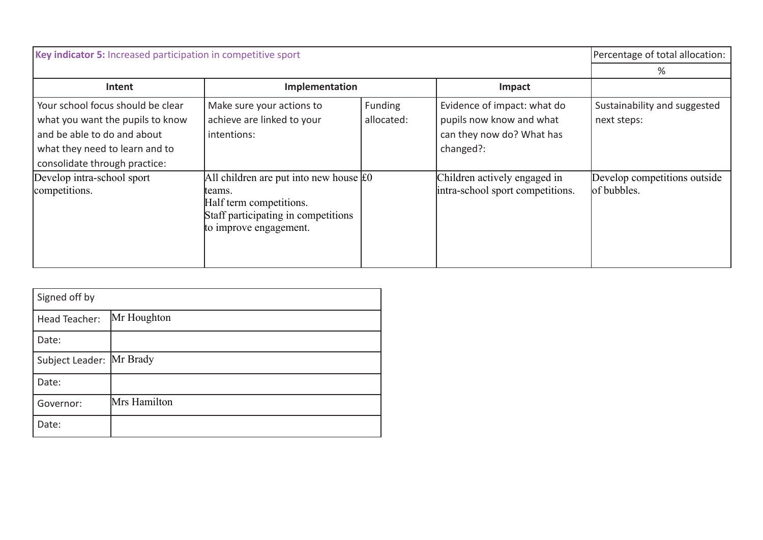| Key indicator 5: Increased participation in competitive sport | | | | Percentage of total allocation: |
|---|---|---|---|---|
| | | | | % |
| Intent | Implementation | | Impact | |
| Your school focus should be clear what you want the pupils to know and be able to do and about what they need to learn and to consolidate through practice: | Make sure your actions to achieve are linked to your intentions: | Funding allocated: | Evidence of impact: what do pupils now know and what can they now do? What has changed?: | Sustainability and suggested next steps: |
| Develop intra-school sport competitions. | All children are put into new house teams.<br>Half term competitions.<br>Staff participating in competitions to improve engagement. | £0 | Children actively engaged in intra-school sport competitions. | Develop competitions outside of bubbles. |

| Signed off by | |
|---|---|
| Head Teacher: | Mr Houghton |
| Date: | |
| Subject Leader: | Mr Brady |
| Date: | |
| Governor: | Mrs Hamilton |
| Date: | |